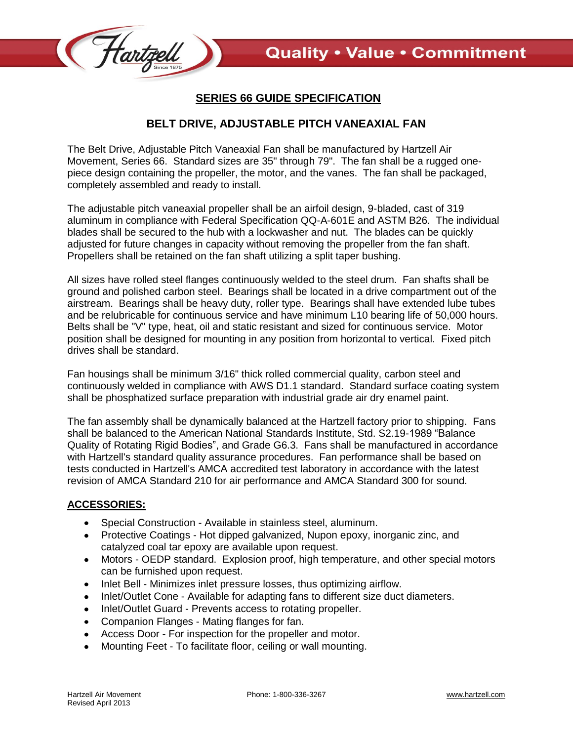# SERIES 66 GUIDE SPECIFICATION

## BELT DRIVE, ADJUSTABLE PITCH VANEAXIAL FAN

The Belt Drive, Adjustable Pitch Vaneaxial Fan shall be manufactured by Hartzell Air Movement, Series 66. Standard sizes are 35" through 79". The fan shall be a rugged one-piece design containing the propeller, the motor, and the vanes. The fan shall be packaged, completely assembled and ready to install.

The adjustable pitch vaneaxial propeller shall be an airfoil design, 9-bladed, cast of 319 aluminum in compliance with Federal Specification QQ-A-601E and ASTM B26. The individual blades shall be secured to the hub with a lockwasher and nut. The blades can be quickly adjusted for future changes in capacity without removing the propeller from the fan shaft. Propellers shall be retained on the fan shaft utilizing a split taper bushing.

All sizes have rolled steel flanges continuously welded to the steel drum. Fan shafts shall be ground and polished carbon steel. Bearings shall be located in a drive compartment out of the airstream. Bearings shall be heavy duty, roller type. Bearings shall have extended lube tubes and be relubricable for continuous service and have minimum L10 bearing life of 50,000 hours. Belts shall be "V" type, heat, oil and static resistant and sized for continuous service. Motor position shall be designed for mounting in any position from horizontal to vertical. Fixed pitch drives shall be standard.

Fan housings shall be minimum 3/16" thick rolled commercial quality, carbon steel and continuously welded in compliance with AWS D1.1 standard. Standard surface coating system shall be phosphatized surface preparation with industrial grade air dry enamel paint.

The fan assembly shall be dynamically balanced at the Hartzell factory prior to shipping. Fans shall be balanced to the American National Standards Institute, Std. S2.19-1989 "Balance Quality of Rotating Rigid Bodies", and Grade G6.3. Fans shall be manufactured in accordance with Hartzell's standard quality assurance procedures. Fan performance shall be based on tests conducted in Hartzell's AMCA accredited test laboratory in accordance with the latest revision of AMCA Standard 210 for air performance and AMCA Standard 300 for sound.

### ACCESSORIES:

- Special Construction - Available in stainless steel, aluminum.
- Protective Coatings - Hot dipped galvanized, Nupon epoxy, inorganic zinc, and catalyzed coal tar epoxy are available upon request.
- Motors - OEDP standard. Explosion proof, high temperature, and other special motors can be furnished upon request.
- Inlet Bell - Minimizes inlet pressure losses, thus optimizing airflow.
- Inlet/Outlet Cone - Available for adapting fans to different size duct diameters.
- Inlet/Outlet Guard - Prevents access to rotating propeller.
- Companion Flanges - Mating flanges for fan.
- Access Door - For inspection for the propeller and motor.
- Mounting Feet - To facilitate floor, ceiling or wall mounting.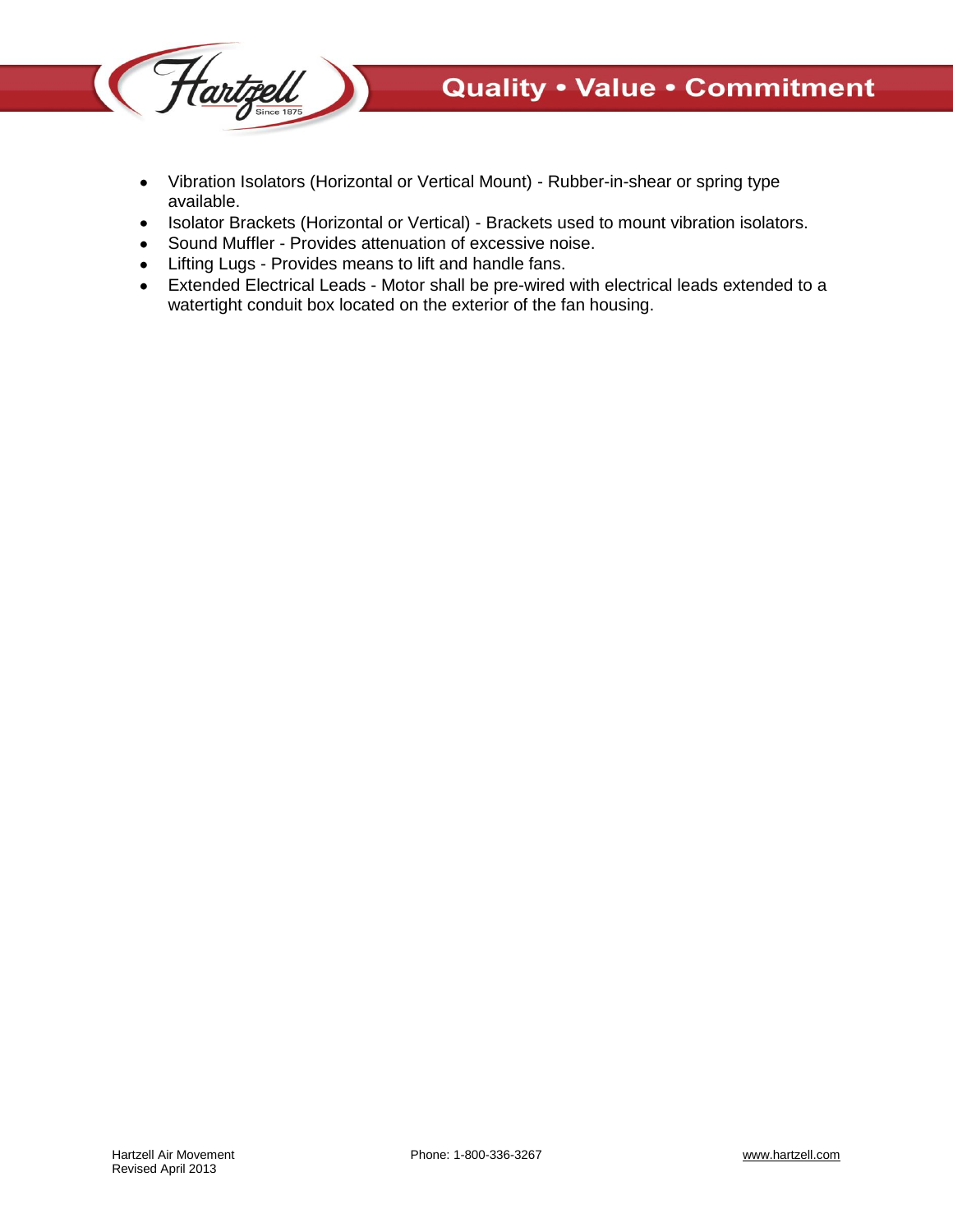- Vibration Isolators (Horizontal or Vertical Mount) - Rubber-in-shear or spring type available.
- Isolator Brackets (Horizontal or Vertical) - Brackets used to mount vibration isolators.
- Sound Muffler - Provides attenuation of excessive noise.
- Lifting Lugs - Provides means to lift and handle fans.
- Extended Electrical Leads - Motor shall be pre-wired with electrical leads extended to a watertight conduit box located on the exterior of the fan housing.